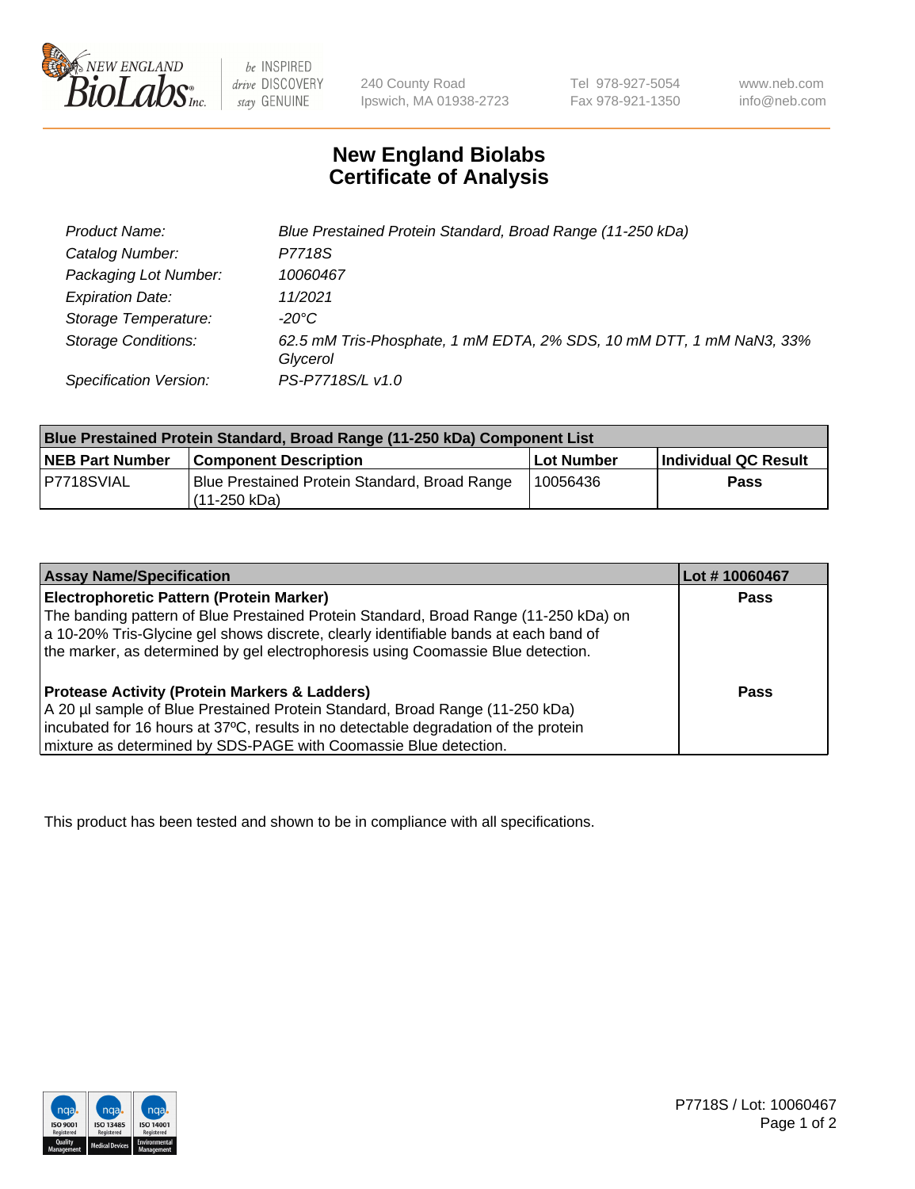NEW ENGLAND BioLabs Inc.

be INSPIRED drive DISCOVERY stay GENUINE

240 County Road
Ipswich, MA 01938-2723

Tel 978-927-5054
Fax 978-921-1350

www.neb.com
info@neb.com

# New England Biolabs
# Certificate of Analysis

| | |
|---|---|
| Product Name: | *Blue Prestained Protein Standard, Broad Range (11-250 kDa)* |
| Catalog Number: | *P7718S* |
| Packaging Lot Number: | *10060467* |
| Expiration Date: | *11/2021* |
| Storage Temperature: | *-20°C* |
| Storage Conditions: | *62.5 mM Tris-Phosphate, 1 mM EDTA, 2% SDS, 10 mM DTT, 1 mM NaN3, 33% Glycerol* |
| Specification Version: | *PS-P7718S/L v1.0* |

| Blue Prestained Protein Standard, Broad Range (11-250 kDa) Component List | | | |
|---|---|---|---|
| **NEB Part Number** | **Component Description** | **Lot Number** | **Individual QC Result** |
| P7718SVIAL | Blue Prestained Protein Standard, Broad Range (11-250 kDa) | 10056436 | **Pass** |

| Assay Name/Specification | Lot # 10060467 |
|---|---|
| **Electrophoretic Pattern (Protein Marker)**<br>The banding pattern of Blue Prestained Protein Standard, Broad Range (11-250 kDa) on a 10-20% Tris-Glycine gel shows discrete, clearly identifiable bands at each band of the marker, as determined by gel electrophoresis using Coomassie Blue detection. | **Pass** |
| **Protease Activity (Protein Markers & Ladders)**<br>A 20 µl sample of Blue Prestained Protein Standard, Broad Range (11-250 kDa) incubated for 16 hours at 37ºC, results in no detectable degradation of the protein mixture as determined by SDS-PAGE with Coomassie Blue detection. | **Pass** |

This product has been tested and shown to be in compliance with all specifications.

P7718S / Lot: 10060467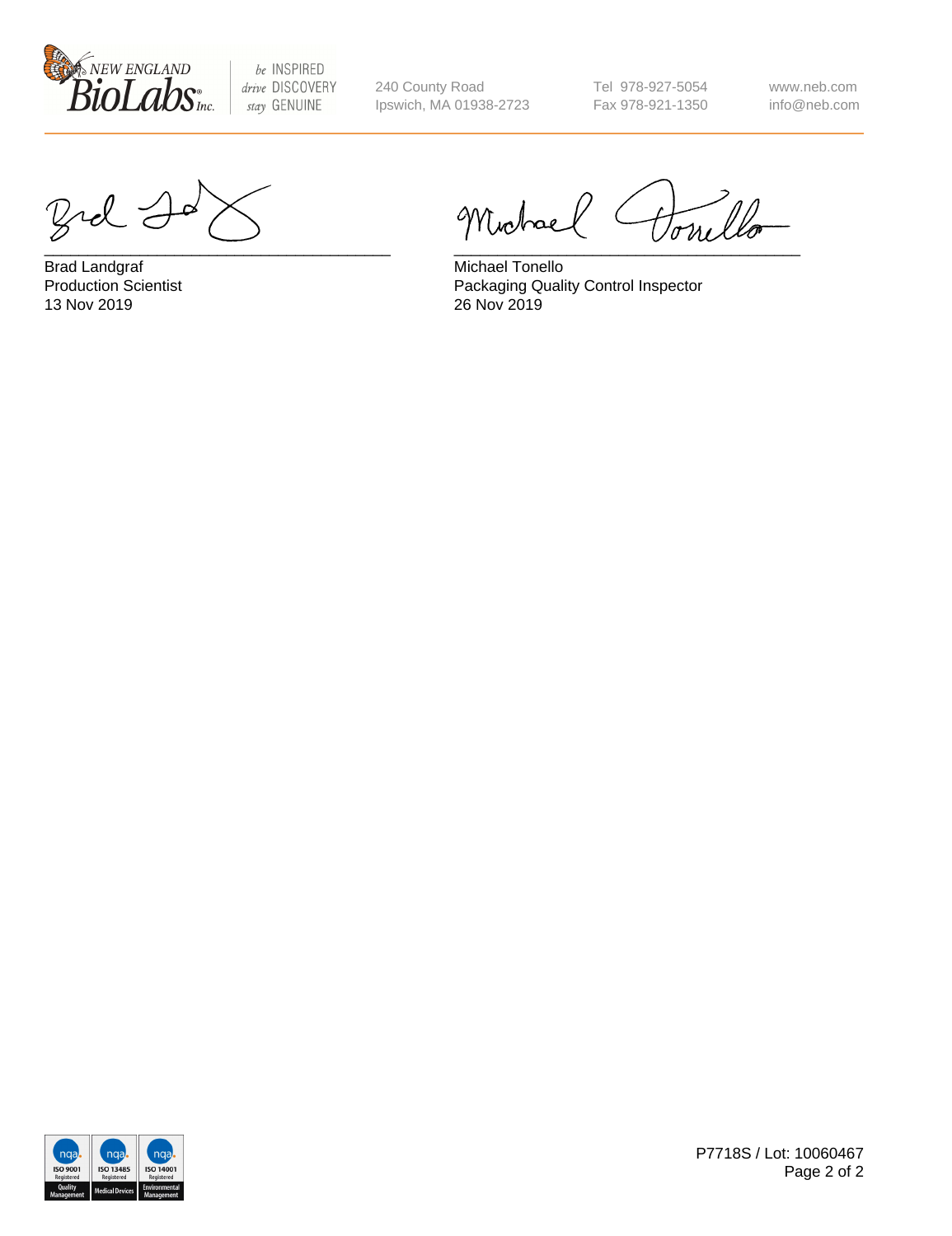240 County Road
Ipswich, MA 01938-2723

Tel 978-927-5054
Fax 978-921-1350

www.neb.com
info@neb.com

Brad Landgraf
Production Scientist
13 Nov 2019

Michael Tonello
Packaging Quality Control Inspector
26 Nov 2019

P7718S / Lot: 10060467